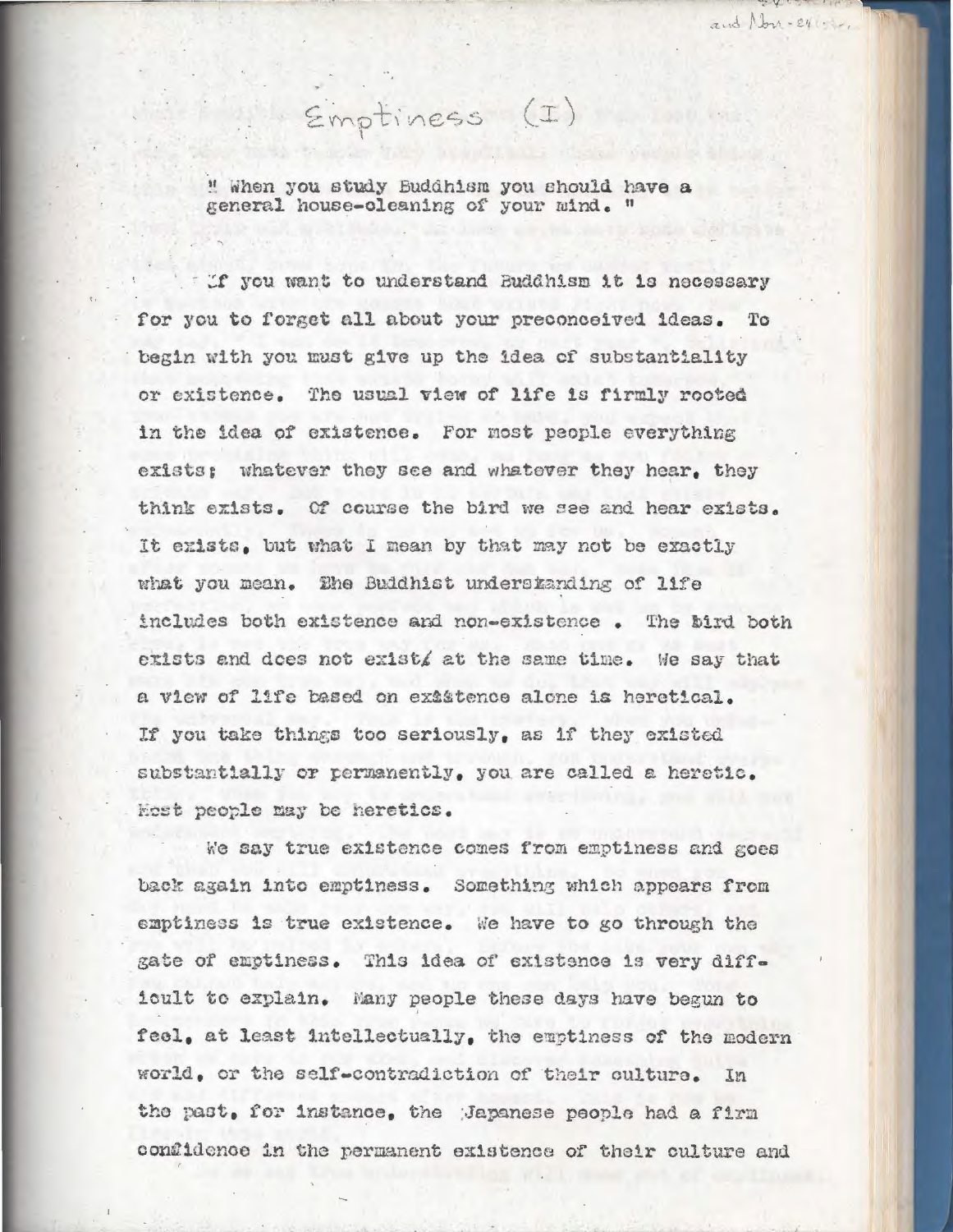# Emptiness (I)

" When you study Buddhism you should have a general house-cleaning of your mind. "

If you want to understand Buddhism it is necessary for you to forget all about your preconceived ideas. To begin with you must give up the idea of substantiality or existence. The usual view of life is firmly rooted in the idea of existence. For most people everything exists; whatever they see and whatever they hear, they think exists. Of course the bird we see and hear exists. It exists, but what I mean by that may not be exactly what you mean. The Buddhist understanding of life includes both existence and non-existence. The bird both exists and does not exist at the same time. We say that a view of life based on existence alone is heretical. If you take things too seriously, as if they existed substantially or permanently, you are called a heretic. Most people may be heretics.

We say true existence comes from emptiness and goes back again into emptiness. Something which appears from emptiness is true existence. We have to go through the gate of emptiness. This idea of existence is very difficult to explain. Many people these days have begun to feel, at least intellectually, the emptiness of the modern world, or the self-contradiction of their culture. In the past, for instance, the Japanese people had a firm confidence in the permanent existence of their culture and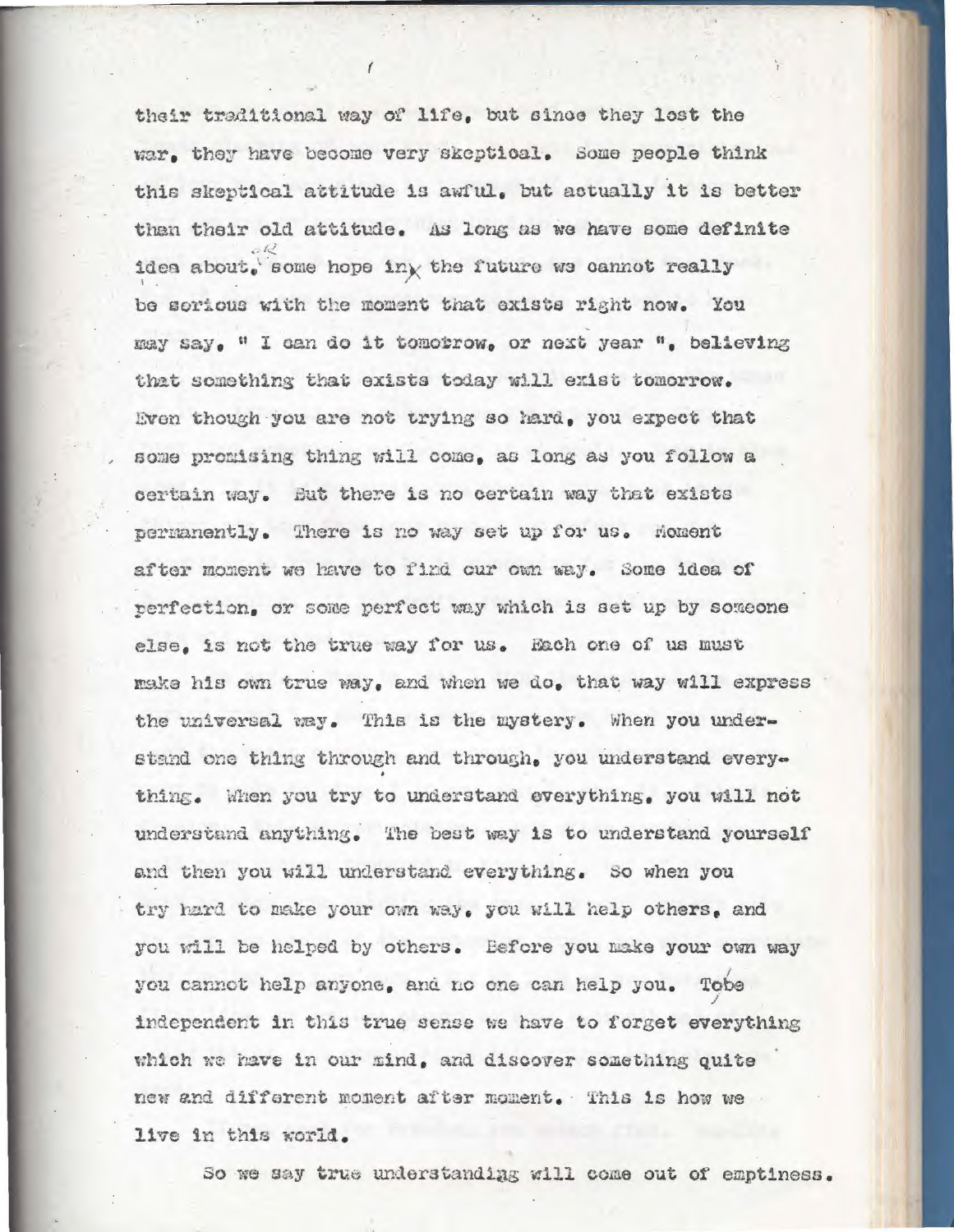their traditional way of life, but since they lost the war, they have become very skeptical. Some people think this skeptical attitude is awful, but actually it is better than their old attitude. As long as we have some definite idea about, some hope in the future we cannot really be serious with the moment that exists right now. You may say, " I can do it tomorrow, or next year ", believing that something that exists today will exist tomorrow. Even though you are not trying so hard, you expect that some promising thing will come, as long as you follow a certain way. But there is no certain way that exists permanently. There is no way set up for us. Moment after moment we have to find our own way. Some idea of perfection, or some perfect way which is set up by someone else, is not the true way for us. Each one of us must make his own true way, and when we do, that way will express the universal way. This is the mystery. When you understand one thing through and through, you understand everything. When you try to understand everything, you will not understand anything. The best way is to understand yourself and then you will understand everything. So when you try hard to make your own way, you will help others, and you will be helped by others. Before you make your own way you cannot help anyone, and no one can help you. To be independent in this true sense we have to forget everything which we have in our mind, and discover something quite new and different moment after moment. This is how we live in this world.

So we say true understanding will come out of emptiness.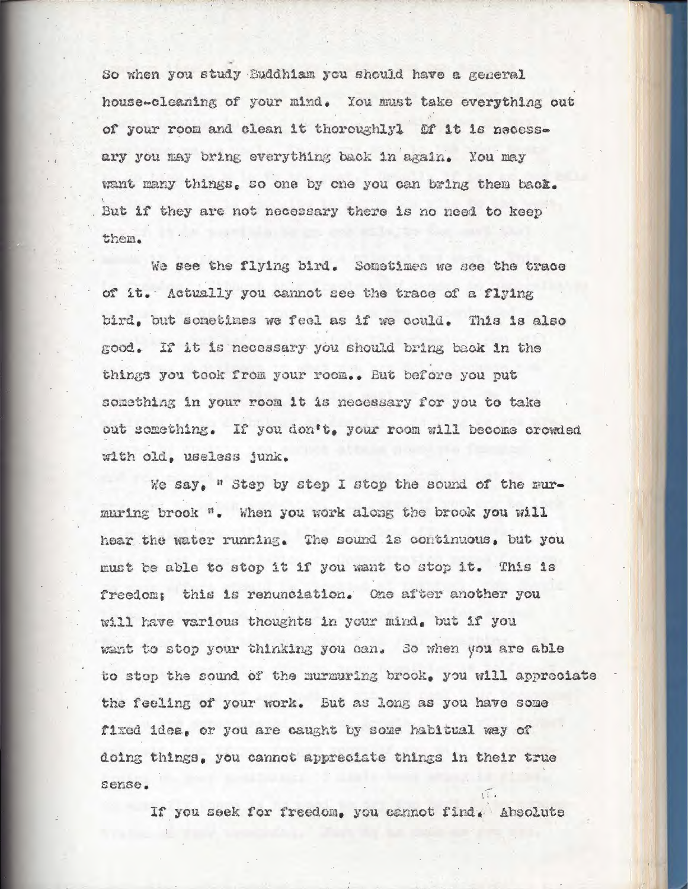So when you study Buddhism you should have a general house-cleaning of your mind. You must take everything out of your room and clean it thoroughly! If it is necessary you may bring everything back in again. You may want many things, so one by one you can bring them back. But if they are not necessary there is no need to keep them.

We see the flying bird. Sometimes we see the trace of it. Actually you cannot see the trace of a flying bird, but sometimes we feel as if we could. This is also good. If it is necessary you should bring back in the things you took from your room.. But before you put something in your room it is necessary for you to take out something. If you don't, your room will become crowded with old, useless junk.

We say, " Step by step I stop the sound of the murmuring brook ". When you work along the brook you will hear the water running. The sound is continuous, but you must be able to stop it if you want to stop it. This is freedom; this is renunciation. One after another you will have various thoughts in your mind, but if you want to stop your thinking you can. So when you are able to stop the sound of the murmuring brook, you will appreciate the feeling of your work. But as long as you have some fixed idea, or you are caught by some habitual way of doing things, you cannot appreciate things in their true sense.

If you seek for freedom, you cannot find. Absolute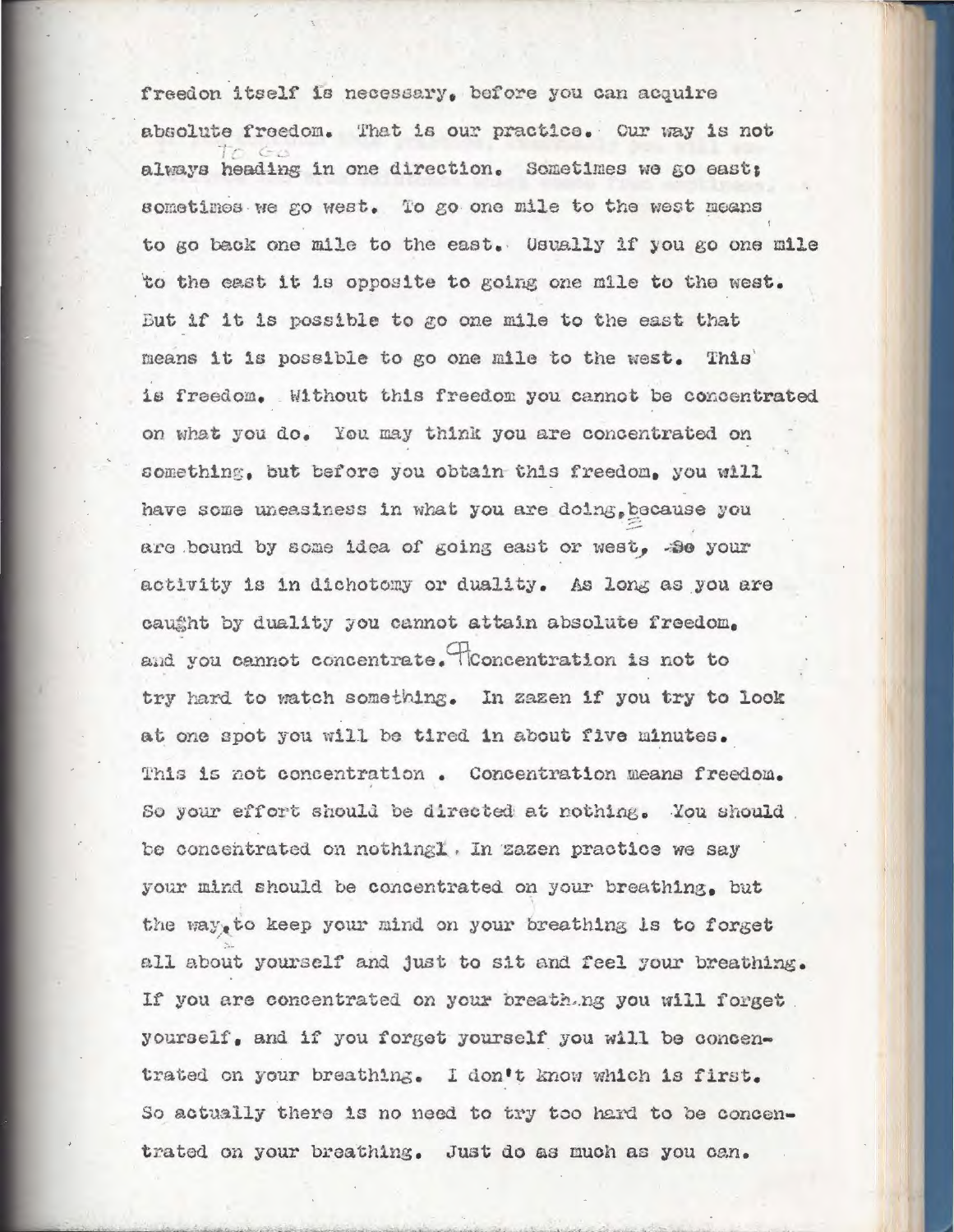freedon itself is necessary, before you can acquire absolute freedom. That is our practice. Our way is not always heading in one direction. Sometimes we go east; sometimes we go west. To go one mile to the west means to go back one mile to the east. Usually if you go one mile to the east it is opposite to going one mile to the west. But if it is possible to go one mile to the east that means it is possible to go one mile to the west. This is freedom. Without this freedom you cannot be concentrated on what you do. You may think you are concentrated on something, but before you obtain this freedom, you will have some uneasiness in what you are doing, because you are bound by some idea of going east or west, so your activity is in dichotomy or duality. As long as you are caught by duality you cannot attain absolute freedom, and you cannot concentrate.

Concentration is not to try hard to watch something. In zazen if you try to look at one spot you will be tired in about five minutes. This is not concentration. Concentration means freedom. So your effort should be directed at nothing. You should be concentrated on nothing! In zazen practice we say your mind should be concentrated on your breathing, but the way to keep your mind on your breathing is to forget all about yourself and just to sit and feel your breathing. If you are concentrated on your breathing you will forget yourself, and if you forget yourself you will be concentrated on your breathing. I don't know which is first. So actually there is no need to try too hard to be concentrated on your breathing. Just do as much as you can.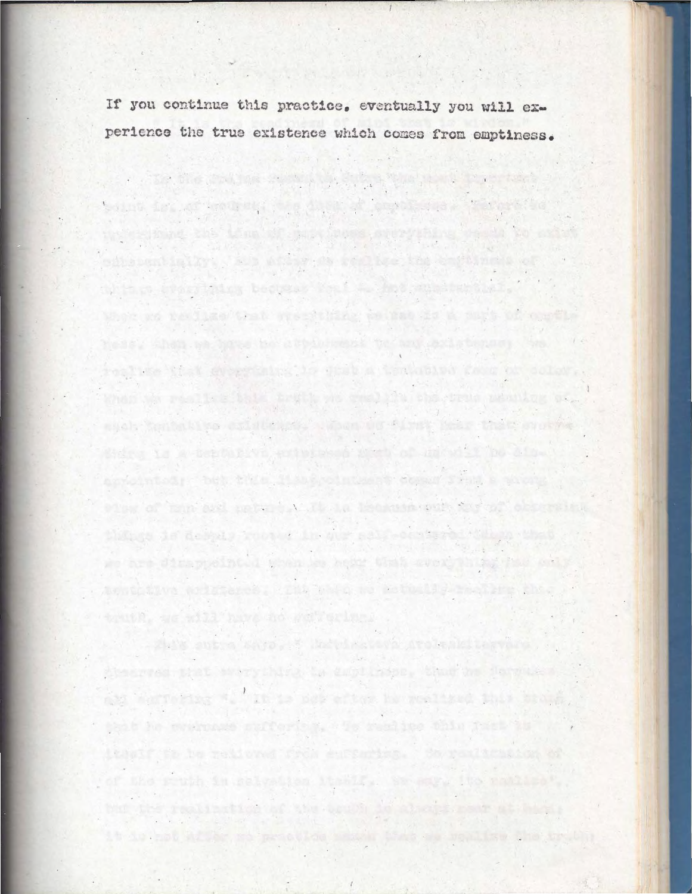If you continue this practice, eventually you will experience the true existence which comes from emptiness.